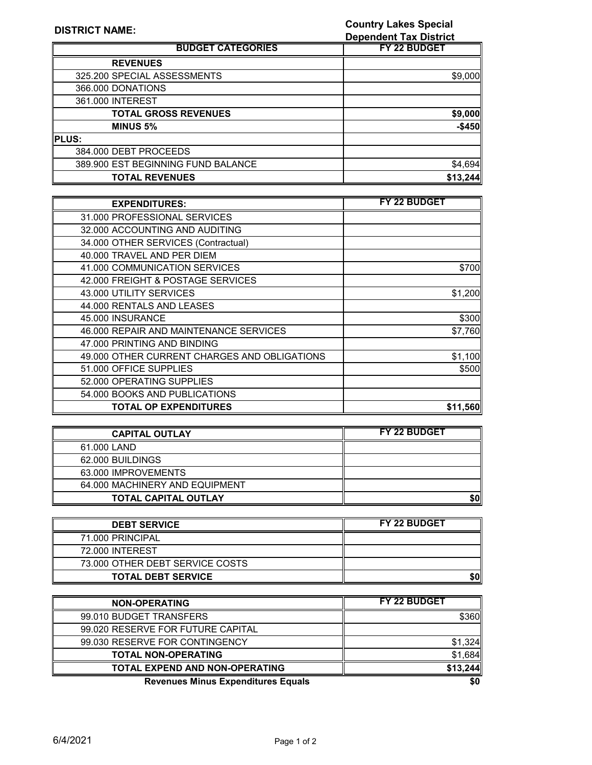**DISTRICT NAME:** **Country Lakes Special Dependent Tax District**

| BUDGET CATEGORIES | FY 22 BUDGET |
|---|---|
| **REVENUES** | |
| 325.200 SPECIAL ASSESSMENTS | $9,000 |
| 366.000 DONATIONS | |
| 361.000 INTEREST | |
| **TOTAL GROSS REVENUES** | **$9,000** |
| **MINUS 5%** | **-$450** |
| **PLUS:** | |
| 384.000 DEBT PROCEEDS | |
| 389.900 EST BEGINNING FUND BALANCE | $4,694 |
| **TOTAL REVENUES** | **$13,244** |

| EXPENDITURES: | FY 22 BUDGET |
|---|---|
| 31.000 PROFESSIONAL SERVICES | |
| 32.000 ACCOUNTING AND AUDITING | |
| 34.000 OTHER SERVICES (Contractual) | |
| 40.000 TRAVEL AND PER DIEM | |
| 41.000 COMMUNICATION SERVICES | $700 |
| 42.000 FREIGHT & POSTAGE SERVICES | |
| 43.000 UTILITY SERVICES | $1,200 |
| 44.000 RENTALS AND LEASES | |
| 45.000 INSURANCE | $300 |
| 46.000 REPAIR AND MAINTENANCE SERVICES | $7,760 |
| 47.000 PRINTING AND BINDING | |
| 49.000 OTHER CURRENT CHARGES AND OBLIGATIONS | $1,100 |
| 51.000 OFFICE SUPPLIES | $500 |
| 52.000 OPERATING SUPPLIES | |
| 54.000 BOOKS AND PUBLICATIONS | |
| **TOTAL OP EXPENDITURES** | **$11,560** |

| CAPITAL OUTLAY | FY 22 BUDGET |
|---|---|
| 61.000 LAND | |
| 62.000 BUILDINGS | |
| 63.000 IMPROVEMENTS | |
| 64.000 MACHINERY AND EQUIPMENT | |
| **TOTAL CAPITAL OUTLAY** | **$0** |

| DEBT SERVICE | FY 22 BUDGET |
|---|---|
| 71.000 PRINCIPAL | |
| 72.000 INTEREST | |
| 73.000 OTHER DEBT SERVICE COSTS | |
| **TOTAL DEBT SERVICE** | **$0** |

| NON-OPERATING | FY 22 BUDGET |
|---|---|
| 99.010 BUDGET TRANSFERS | $360 |
| 99.020 RESERVE FOR FUTURE CAPITAL | |
| 99.030 RESERVE FOR CONTINGENCY | $1,324 |
| **TOTAL NON-OPERATING** | $1,684 |
| **TOTAL EXPEND AND NON-OPERATING** | **$13,244** |
| **Revenues Minus Expenditures Equals** | **$0** |

6/4/2021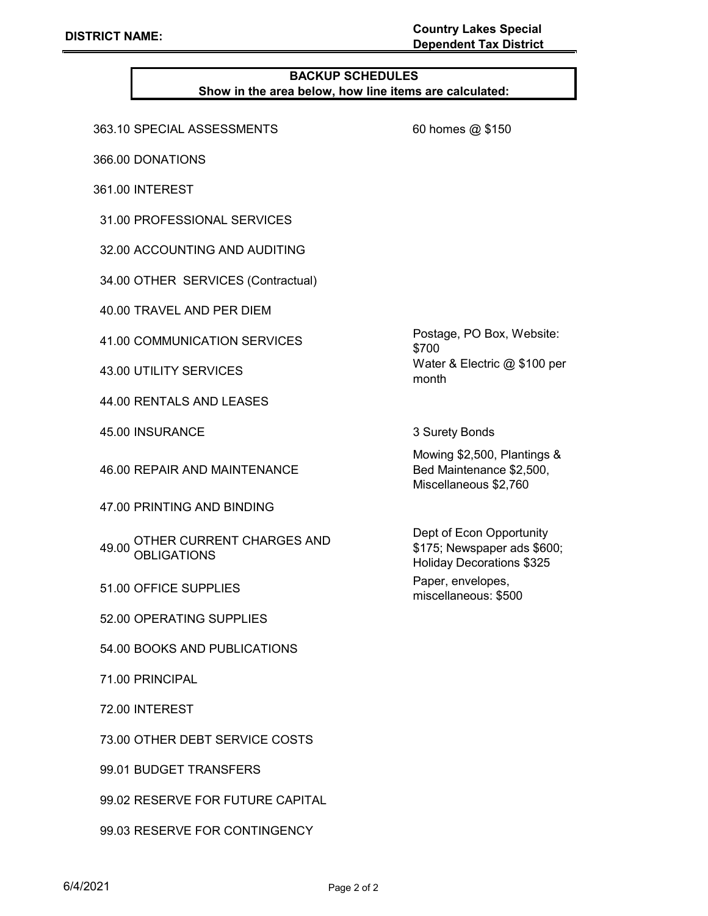**DISTRICT NAME:** **Country Lakes Special Dependent Tax District**

## BACKUP SCHEDULES
**Show in the area below, how line items are calculated:**

| | |
|---|---|
| 363.10 SPECIAL ASSESSMENTS | 60 homes @ $150 |
| 366.00 DONATIONS | |
| 361.00 INTEREST | |
| 31.00 PROFESSIONAL SERVICES | |
| 32.00 ACCOUNTING AND AUDITING | |
| 34.00 OTHER SERVICES (Contractual) | |
| 40.00 TRAVEL AND PER DIEM | |
| 41.00 COMMUNICATION SERVICES | Postage, PO Box, Website: $700 |
| 43.00 UTILITY SERVICES | Water & Electric @ $100 per month |
| 44.00 RENTALS AND LEASES | |
| 45.00 INSURANCE | 3 Surety Bonds |
| 46.00 REPAIR AND MAINTENANCE | Mowing $2,500, Plantings & Bed Maintenance $2,500, Miscellaneous $2,760 |
| 47.00 PRINTING AND BINDING | |
| 49.00 OTHER CURRENT CHARGES AND OBLIGATIONS | Dept of Econ Opportunity $175; Newspaper ads $600; Holiday Decorations $325 |
| 51.00 OFFICE SUPPLIES | Paper, envelopes, miscellaneous: $500 |
| 52.00 OPERATING SUPPLIES | |
| 54.00 BOOKS AND PUBLICATIONS | |
| 71.00 PRINCIPAL | |
| 72.00 INTEREST | |
| 73.00 OTHER DEBT SERVICE COSTS | |
| 99.01 BUDGET TRANSFERS | |
| 99.02 RESERVE FOR FUTURE CAPITAL | |
| 99.03 RESERVE FOR CONTINGENCY | |

6/4/2021